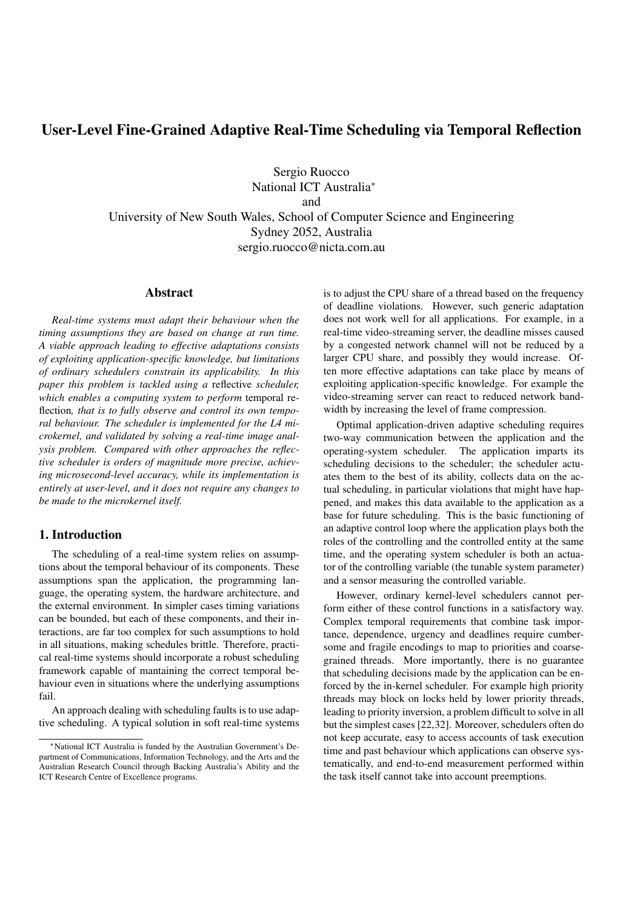# User-Level Fine-Grained Adaptive Real-Time Scheduling via Temporal Reflection

Sergio Ruocco  
National ICT Australia*  
and  
University of New South Wales, School of Computer Science and Engineering  
Sydney 2052, Australia  
sergio.ruocco@nicta.com.au

## Abstract

*Real-time systems must adapt their behaviour when the timing assumptions they are based on change at run time. A viable approach leading to effective adaptations consists of exploiting application-specific knowledge, but limitations of ordinary schedulers constrain its applicability. In this paper this problem is tackled using a* reflective *scheduler, which enables a computing system to perform* temporal reflection*, that is to fully observe and control its own temporal behaviour. The scheduler is implemented for the L4 microkernel, and validated by solving a real-time image analysis problem. Compared with other approaches the reflective scheduler is orders of magnitude more precise, achieving microsecond-level accuracy, while its implementation is entirely at user-level, and it does not require any changes to be made to the microkernel itself.*

## 1. Introduction

The scheduling of a real-time system relies on assumptions about the temporal behaviour of its components. These assumptions span the application, the programming language, the operating system, the hardware architecture, and the external environment. In simpler cases timing variations can be bounded, but each of these components, and their interactions, are far too complex for such assumptions to hold in all situations, making schedules brittle. Therefore, practical real-time systems should incorporate a robust scheduling framework capable of mantaining the correct temporal behaviour even in situations where the underlying assumptions fail.

An approach dealing with scheduling faults is to use adaptive scheduling. A typical solution in soft real-time systems is to adjust the CPU share of a thread based on the frequency of deadline violations. However, such generic adaptation does not work well for all applications. For example, in a real-time video-streaming server, the deadline misses caused by a congested network channel will not be reduced by a larger CPU share, and possibly they would increase. Often more effective adaptations can take place by means of exploiting application-specific knowledge. For example the video-streaming server can react to reduced network bandwidth by increasing the level of frame compression.

Optimal application-driven adaptive scheduling requires two-way communication between the application and the operating-system scheduler. The application imparts its scheduling decisions to the scheduler; the scheduler actuates them to the best of its ability, collects data on the actual scheduling, in particular violations that might have happened, and makes this data available to the application as a base for future scheduling. This is the basic functioning of an adaptive control loop where the application plays both the roles of the controlling and the controlled entity at the same time, and the operating system scheduler is both an actuator of the controlling variable (the tunable system parameter) and a sensor measuring the controlled variable.

However, ordinary kernel-level schedulers cannot perform either of these control functions in a satisfactory way. Complex temporal requirements that combine task importance, dependence, urgency and deadlines require cumbersome and fragile encodings to map to priorities and coarse-grained threads. More importantly, there is no guarantee that scheduling decisions made by the application can be enforced by the in-kernel scheduler. For example high priority threads may block on locks held by lower priority threads, leading to priority inversion, a problem difficult to solve in all but the simplest cases [22,32]. Moreover, schedulers often do not keep accurate, easy to access accounts of task execution time and past behaviour which applications can observe systematically, and end-to-end measurement performed within the task itself cannot take into account preemptions.

*National ICT Australia is funded by the Australian Government's Department of Communications, Information Technology, and the Arts and the Australian Research Council through Backing Australia's Ability and the ICT Research Centre of Excellence programs.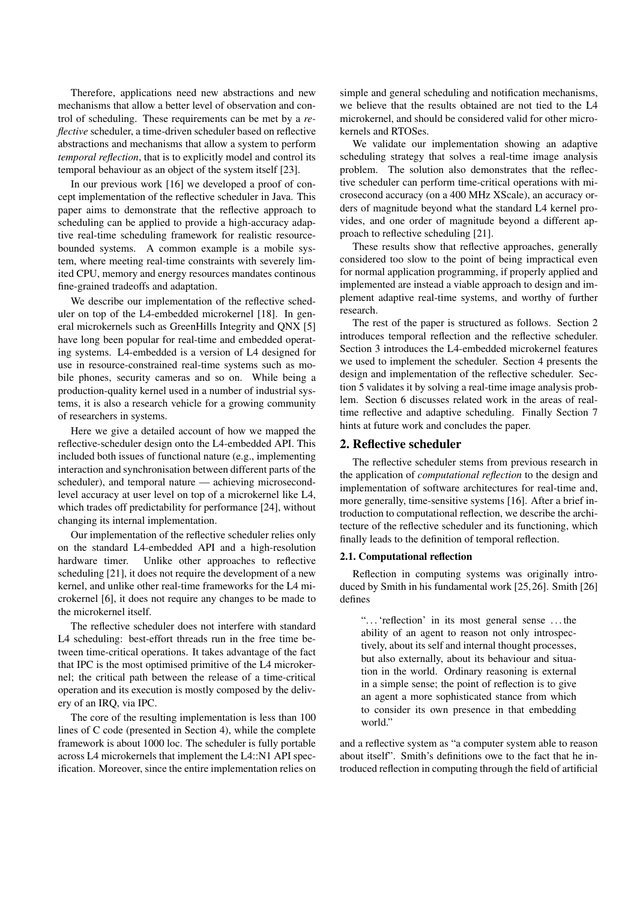Therefore, applications need new abstractions and new mechanisms that allow a better level of observation and control of scheduling. These requirements can be met by a *reflective* scheduler, a time-driven scheduler based on reflective abstractions and mechanisms that allow a system to perform *temporal reflection*, that is to explicitly model and control its temporal behaviour as an object of the system itself [23].

In our previous work [16] we developed a proof of concept implementation of the reflective scheduler in Java. This paper aims to demonstrate that the reflective approach to scheduling can be applied to provide a high-accuracy adaptive real-time scheduling framework for realistic resource-bounded systems. A common example is a mobile system, where meeting real-time constraints with severely limited CPU, memory and energy resources mandates continous fine-grained tradeoffs and adaptation.

We describe our implementation of the reflective scheduler on top of the L4-embedded microkernel [18]. In general microkernels such as GreenHills Integrity and QNX [5] have long been popular for real-time and embedded operating systems. L4-embedded is a version of L4 designed for use in resource-constrained real-time systems such as mobile phones, security cameras and so on. While being a production-quality kernel used in a number of industrial systems, it is also a research vehicle for a growing community of researchers in systems.

Here we give a detailed account of how we mapped the reflective-scheduler design onto the L4-embedded API. This included both issues of functional nature (e.g., implementing interaction and synchronisation between different parts of the scheduler), and temporal nature — achieving microsecond-level accuracy at user level on top of a microkernel like L4, which trades off predictability for performance [24], without changing its internal implementation.

Our implementation of the reflective scheduler relies only on the standard L4-embedded API and a high-resolution hardware timer. Unlike other approaches to reflective scheduling [21], it does not require the development of a new kernel, and unlike other real-time frameworks for the L4 microkernel [6], it does not require any changes to be made to the microkernel itself.

The reflective scheduler does not interfere with standard L4 scheduling: best-effort threads run in the free time between time-critical operations. It takes advantage of the fact that IPC is the most optimised primitive of the L4 microkernel; the critical path between the release of a time-critical operation and its execution is mostly composed by the delivery of an IRQ, via IPC.

The core of the resulting implementation is less than 100 lines of C code (presented in Section 4), while the complete framework is about 1000 loc. The scheduler is fully portable across L4 microkernels that implement the L4::N1 API specification. Moreover, since the entire implementation relies on simple and general scheduling and notification mechanisms, we believe that the results obtained are not tied to the L4 microkernel, and should be considered valid for other microkernels and RTOSes.

We validate our implementation showing an adaptive scheduling strategy that solves a real-time image analysis problem. The solution also demonstrates that the reflective scheduler can perform time-critical operations with microsecond accuracy (on a 400 MHz XScale), an accuracy orders of magnitude beyond what the standard L4 kernel provides, and one order of magnitude beyond a different approach to reflective scheduling [21].

These results show that reflective approaches, generally considered too slow to the point of being impractical even for normal application programming, if properly applied and implemented are instead a viable approach to design and implement adaptive real-time systems, and worthy of further research.

The rest of the paper is structured as follows. Section 2 introduces temporal reflection and the reflective scheduler. Section 3 introduces the L4-embedded microkernel features we used to implement the scheduler. Section 4 presents the design and implementation of the reflective scheduler. Section 5 validates it by solving a real-time image analysis problem. Section 6 discusses related work in the areas of real-time reflective and adaptive scheduling. Finally Section 7 hints at future work and concludes the paper.

## 2. Reflective scheduler

The reflective scheduler stems from previous research in the application of *computational reflection* to the design and implementation of software architectures for real-time and, more generally, time-sensitive systems [16]. After a brief introduction to computational reflection, we describe the architecture of the reflective scheduler and its functioning, which finally leads to the definition of temporal reflection.

### 2.1. Computational reflection

Reflection in computing systems was originally introduced by Smith in his fundamental work [25,26]. Smith [26] defines

> "... 'reflection' in its most general sense ... the ability of an agent to reason not only introspectively, about its self and internal thought processes, but also externally, about its behaviour and situation in the world. Ordinary reasoning is external in a simple sense; the point of reflection is to give an agent a more sophisticated stance from which to consider its own presence in that embedding world."

and a reflective system as "a computer system able to reason about itself". Smith's definitions owe to the fact that he introduced reflection in computing through the field of artificial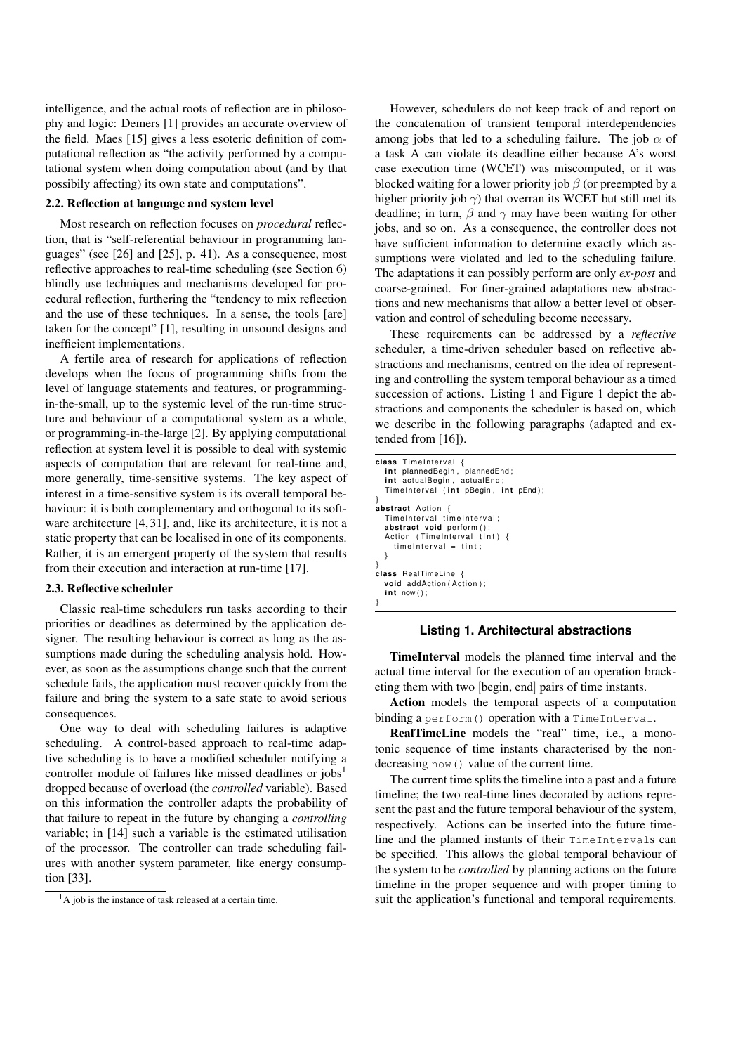intelligence, and the actual roots of reflection are in philosophy and logic: Demers [1] provides an accurate overview of the field. Maes [15] gives a less esoteric definition of computational reflection as "the activity performed by a computational system when doing computation about (and by that possibily affecting) its own state and computations".

### 2.2. Reflection at language and system level

Most research on reflection focuses on *procedural* reflection, that is "self-referential behaviour in programming languages" (see [26] and [25], p. 41). As a consequence, most reflective approaches to real-time scheduling (see Section 6) blindly use techniques and mechanisms developed for procedural reflection, furthering the "tendency to mix reflection and the use of these techniques. In a sense, the tools [are] taken for the concept" [1], resulting in unsound designs and inefficient implementations.

A fertile area of research for applications of reflection develops when the focus of programming shifts from the level of language statements and features, or programming-in-the-small, up to the systemic level of the run-time structure and behaviour of a computational system as a whole, or programming-in-the-large [2]. By applying computational reflection at system level it is possible to deal with systemic aspects of computation that are relevant for real-time and, more generally, time-sensitive systems. The key aspect of interest in a time-sensitive system is its overall temporal behaviour: it is both complementary and orthogonal to its software architecture [4, 31], and, like its architecture, it is not a static property that can be localised in one of its components. Rather, it is an emergent property of the system that results from their execution and interaction at run-time [17].

### 2.3. Reflective scheduler

Classic real-time schedulers run tasks according to their priorities or deadlines as determined by the application designer. The resulting behaviour is correct as long as the assumptions made during the scheduling analysis hold. However, as soon as the assumptions change such that the current schedule fails, the application must recover quickly from the failure and bring the system to a safe state to avoid serious consequences.

One way to deal with scheduling failures is adaptive scheduling. A control-based approach to real-time adaptive scheduling is to have a modified scheduler notifying a controller module of failures like missed deadlines or jobs[1] dropped because of overload (the *controlled* variable). Based on this information the controller adapts the probability of that failure to repeat in the future by changing a *controlling* variable; in [14] such a variable is the estimated utilisation of the processor. The controller can trade scheduling failures with another system parameter, like energy consumption [33].

[1] A job is the instance of task released at a certain time.

However, schedulers do not keep track of and report on the concatenation of transient temporal interdependencies among jobs that led to a scheduling failure. The job $\alpha$ of a task A can violate its deadline either because A's worst case execution time (WCET) was miscomputed, or it was blocked waiting for a lower priority job $\beta$ (or preempted by a higher priority job $\gamma$) that overran its WCET but still met its deadline; in turn, $\beta$ and $\gamma$ may have been waiting for other jobs, and so on. As a consequence, the controller does not have sufficient information to determine exactly which assumptions were violated and led to the scheduling failure. The adaptations it can possibly perform are only *ex-post* and coarse-grained. For finer-grained adaptations new abstractions and new mechanisms that allow a better level of observation and control of scheduling become necessary.

These requirements can be addressed by a *reflective* scheduler, a time-driven scheduler based on reflective abstractions and mechanisms, centred on the idea of representing and controlling the system temporal behaviour as a timed succession of actions. Listing 1 and Figure 1 depict the abstractions and components the scheduler is based on, which we describe in the following paragraphs (adapted and extended from [16]).

```
class TimeInterval {
  int plannedBegin, plannedEnd;
  int actualBegin, actualEnd;
  TimeInterval (int pBegin, int pEnd);
}
abstract Action {
  TimeInterval timeInterval;
  abstract void perform();
  Action (TimeInterval tInt) {
    timeInterval = tint;
  }
}
class RealTimeLine {
  void addAction(Action);
  int now();
}
```

**Listing 1. Architectural abstractions**

**TimeInterval** models the planned time interval and the actual time interval for the execution of an operation bracketing them with two [begin, end] pairs of time instants.

**Action** models the temporal aspects of a computation binding a `perform()` operation with a `TimeInterval`.

**RealTimeLine** models the "real" time, i.e., a monotonic sequence of time instants characterised by the non-decreasing `now()` value of the current time.

The current time splits the timeline into a past and a future timeline; the two real-time lines decorated by actions represent the past and the future temporal behaviour of the system, respectively. Actions can be inserted into the future timeline and the planned instants of their `TimeInterval`s can be specified. This allows the global temporal behaviour of the system to be *controlled* by planning actions on the future timeline in the proper sequence and with proper timing to suit the application's functional and temporal requirements.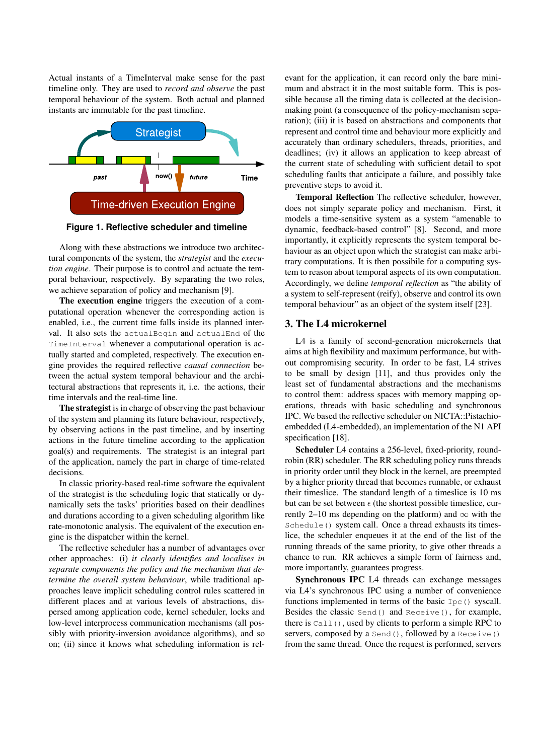Actual instants of a TimeInterval make sense for the past timeline only. They are used to *record and observe* the past temporal behaviour of the system. Both actual and planned instants are immutable for the past timeline.

Strategist

past

now()

future

Time

Time-driven Execution Engine

**Figure 1. Reflective scheduler and timeline**

Along with these abstractions we introduce two architectural components of the system, the *strategist* and the *execution engine*. Their purpose is to control and actuate the temporal behaviour, respectively. By separating the two roles, we achieve separation of policy and mechanism [9].

**The execution engine** triggers the execution of a computational operation whenever the corresponding action is enabled, i.e., the current time falls inside its planned interval. It also sets the `actualBegin` and `actualEnd` of the `TimeInterval` whenever a computational operation is actually started and completed, respectively. The execution engine provides the required reflective *causal connection* between the actual system temporal behaviour and the architectural abstractions that represents it, i.e. the actions, their time intervals and the real-time line.

**The strategist** is in charge of observing the past behaviour of the system and planning its future behaviour, respectively, by observing actions in the past timeline, and by inserting actions in the future timeline according to the application goal(s) and requirements. The strategist is an integral part of the application, namely the part in charge of time-related decisions.

In classic priority-based real-time software the equivalent of the strategist is the scheduling logic that statically or dynamically sets the tasks' priorities based on their deadlines and durations according to a given scheduling algorithm like rate-monotonic analysis. The equivalent of the execution engine is the dispatcher within the kernel.

The reflective scheduler has a number of advantages over other approaches: (i) *it clearly identifies and localises in separate components the policy and the mechanism that determine the overall system behaviour*, while traditional approaches leave implicit scheduling control rules scattered in different places and at various levels of abstractions, dispersed among application code, kernel scheduler, locks and low-level interprocess communication mechanisms (all possibly with priority-inversion avoidance algorithms), and so on; (ii) since it knows what scheduling information is relevant for the application, it can record only the bare minimum and abstract it in the most suitable form. This is possible because all the timing data is collected at the decision-making point (a consequence of the policy-mechanism separation); (iii) it is based on abstractions and components that represent and control time and behaviour more explicitly and accurately than ordinary schedulers, threads, priorities, and deadlines; (iv) it allows an application to keep abreast of the current state of scheduling with sufficient detail to spot scheduling faults that anticipate a failure, and possibly take preventive steps to avoid it.

**Temporal Reflection** The reflective scheduler, however, does not simply separate policy and mechanism. First, it models a time-sensitive system as a system "amenable to dynamic, feedback-based control" [8]. Second, and more importantly, it explicitly represents the system temporal behaviour as an object upon which the strategist can make arbitrary computations. It is then possibile for a computing system to reason about temporal aspects of its own computation. Accordingly, we define *temporal reflection* as "the ability of a system to self-represent (reify), observe and control its own temporal behaviour" as an object of the system itself [23].

## 3. The L4 microkernel

L4 is a family of second-generation microkernels that aims at high flexibility and maximum performance, but without compromising security. In order to be fast, L4 strives to be small by design [11], and thus provides only the least set of fundamental abstractions and the mechanisms to control them: address spaces with memory mapping operations, threads with basic scheduling and synchronous IPC. We based the reflective scheduler on NICTA::Pistachio-embedded (L4-embedded), an implementation of the N1 API specification [18].

**Scheduler** L4 contains a 256-level, fixed-priority, round-robin (RR) scheduler. The RR scheduling policy runs threads in priority order until they block in the kernel, are preempted by a higher priority thread that becomes runnable, or exhaust their timeslice. The standard length of a timeslice is 10 ms but can be set between $\epsilon$ (the shortest possible timeslice, currently 2–10 ms depending on the platform) and $\infty$ with the `Schedule()` system call. Once a thread exhausts its timeslice, the scheduler enqueues it at the end of the list of the running threads of the same priority, to give other threads a chance to run. RR achieves a simple form of fairness and, more importantly, guarantees progress.

**Synchronous IPC** L4 threads can exchange messages via L4's synchronous IPC using a number of convenience functions implemented in terms of the basic `Ipc()` syscall. Besides the classic `Send()` and `Receive()`, for example, there is `Call()`, used by clients to perform a simple RPC to servers, composed by a `Send()`, followed by a `Receive()` from the same thread. Once the request is performed, servers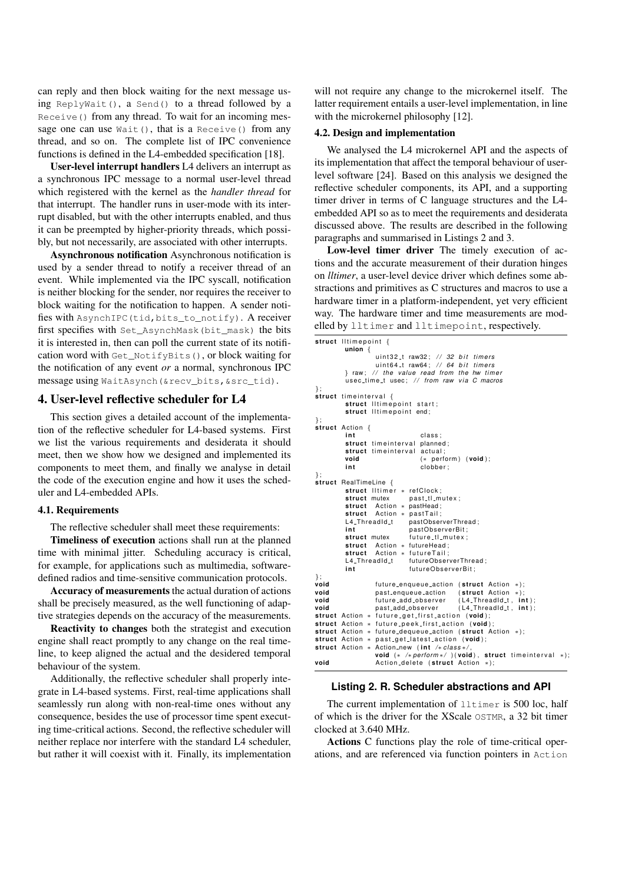can reply and then block waiting for the next message using `ReplyWait()`, a `Send()` to a thread followed by a `Receive()` from any thread. To wait for an incoming message one can use `Wait()`, that is a `Receive()` from any thread, and so on. The complete list of IPC convenience functions is defined in the L4-embedded specification [18].

**User-level interrupt handlers** L4 delivers an interrupt as a synchronous IPC message to a normal user-level thread which registered with the kernel as the *handler thread* for that interrupt. The handler runs in user-mode with its interrupt disabled, but with the other interrupts enabled, and thus it can be preempted by higher-priority threads, which possibly, but not necessarily, are associated with other interrupts.

**Asynchronous notification** Asynchronous notification is used by a sender thread to notify a receiver thread of an event. While implemented via the IPC syscall, notification is neither blocking for the sender, nor requires the receiver to block waiting for the notification to happen. A sender notifies with `AsynchIPC(tid,bits_to_notify)`. A receiver first specifies with `Set_AsynchMask(bit_mask)` the bits it is interested in, then can poll the current state of its notification word with `Get_NotifyBits()`, or block waiting for the notification of any event *or* a normal, synchronous IPC message using `WaitAsynch(&recv_bits,&src_tid)`.

## 4. User-level reflective scheduler for L4

This section gives a detailed account of the implementation of the reflective scheduler for L4-based systems. First we list the various requirements and desiderata it should meet, then we show how we designed and implemented its components to meet them, and finally we analyse in detail the code of the execution engine and how it uses the scheduler and L4-embedded APIs.

### 4.1. Requirements

The reflective scheduler shall meet these requirements:

**Timeliness of execution** actions shall run at the planned time with minimal jitter. Scheduling accuracy is critical, for example, for applications such as multimedia, software-defined radios and time-sensitive communication protocols.

**Accuracy of measurements** the actual duration of actions shall be precisely measured, as the well functioning of adaptive strategies depends on the accuracy of the measurements.

**Reactivity to changes** both the strategist and execution engine shall react promptly to any change on the real timeline, to keep aligned the actual and the desidered temporal behaviour of the system.

Additionally, the reflective scheduler shall properly integrate in L4-based systems. First, real-time applications shall seamlessly run along with non-real-time ones without any consequence, besides the use of processor time spent executing time-critical actions. Second, the reflective scheduler will neither replace nor interfere with the standard L4 scheduler, but rather it will coexist with it. Finally, its implementation will not require any change to the microkernel itself. The latter requirement entails a user-level implementation, in line with the microkernel philosophy [12].

### 4.2. Design and implementation

We analysed the L4 microkernel API and the aspects of its implementation that affect the temporal behaviour of user-level software [24]. Based on this analysis we designed the reflective scheduler components, its API, and a supporting timer driver in terms of C language structures and the L4-embedded API so as to meet the requirements and desiderata discussed above. The results are described in the following paragraphs and summarised in Listings 2 and 3.

**Low-level timer driver** The timely execution of actions and the accurate measurement of their duration hinges on *lltimer*, a user-level device driver which defines some abstractions and primitives as C structures and macros to use a hardware timer in a platform-independent, yet very efficient way. The hardware timer and time measurements are modelled by `lltimer` and `lltimepoint`, respectively.

```
struct lltimepoint {
        union {
                uint32_t raw32; // 32 bit timers
                uint64_t raw64; // 64 bit timers
        } raw; // the value read from the hw timer
        usec_time_t usec; // from raw via C macros
};
struct timeinterval {
        struct lltimepoint start;
        struct lltimepoint end;
};
struct Action {
        int                  class;
        struct timeinterval  planned;
        struct timeinterval  actual;
        void                 (* perform) (void);
        int                  clobber;
};
struct RealTimeLine {
        struct lltimer * refClock;
        struct mutex     past_tl_mutex;
        struct  Action * pastHead;
        struct  Action * pastTail;
        L4_ThreadId_t    pastObserverThread;
        int              pastObserverBit;
        struct mutex     future_tl_mutex;
        struct  Action * futureHead;
        struct  Action * futureTail;
        L4_ThreadId_t    futureObserverThread;
        int              futureObserverBit;
};
void          future_enqueue_action (struct Action *);
void          past_enqueue_action   (struct Action *);
void          future_add_observer   (L4_ThreadId_t, int);
void          past_add_observer     (L4_ThreadId_t, int);
struct Action * future_get_first_action (void);
struct Action * future_peek_first_action (void);
struct Action * future_dequeue_action (struct Action *);
struct Action * past_get_latest_action (void);
struct Action * Action_new (int /*class*/,
              void (* /*perform*/ )(void), struct timeinterval *);
void          Action_delete (struct Action *);
```

**Listing 2. R. Scheduler abstractions and API**

The current implementation of `lltimer` is 500 loc, half of which is the driver for the XScale `OSTMR`, a 32 bit timer clocked at 3.640 MHz.

**Actions** C functions play the role of time-critical operations, and are referenced via function pointers in `Action`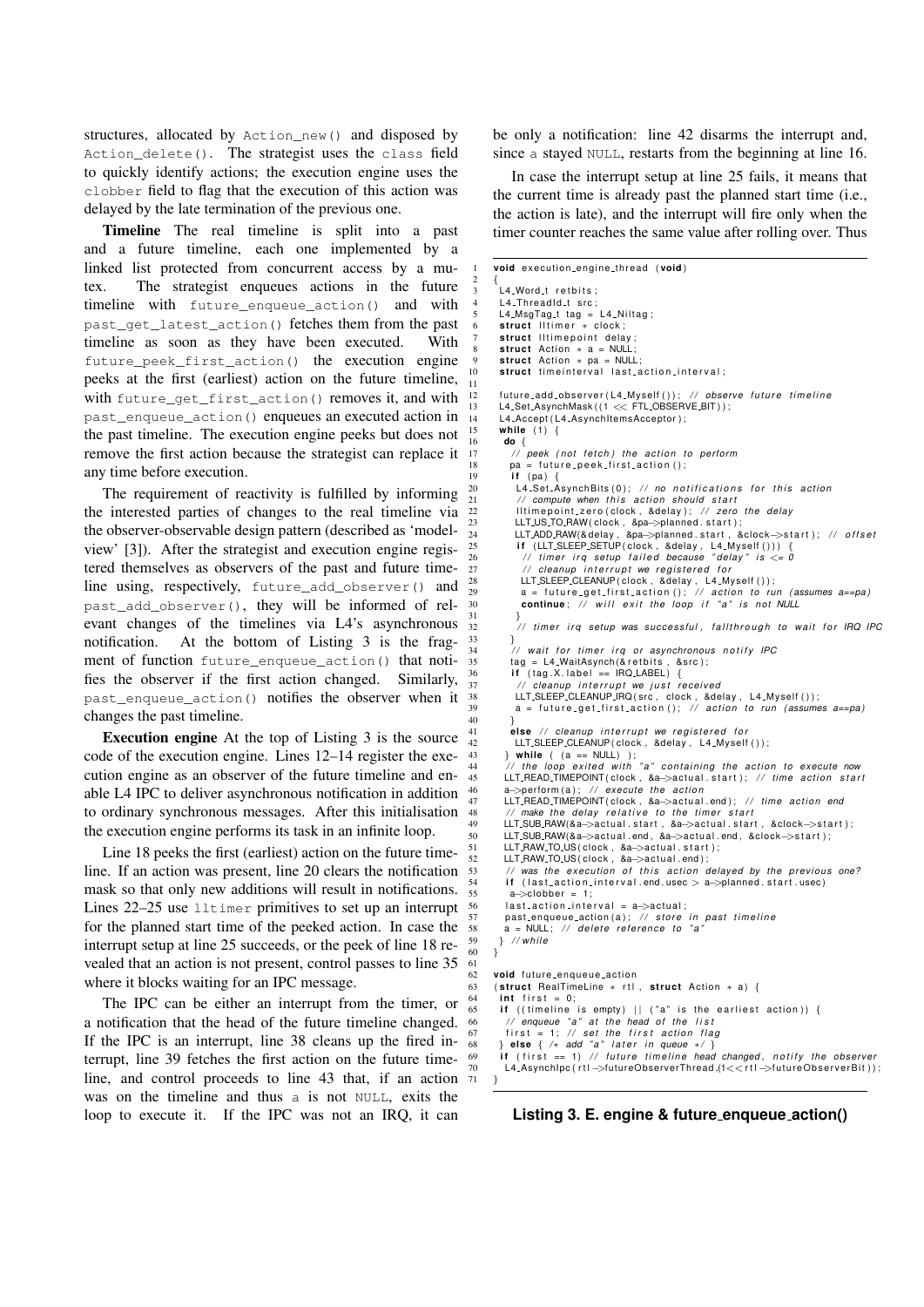structures, allocated by `Action_new()` and disposed by `Action_delete()`. The strategist uses the `class` field to quickly identify actions; the execution engine uses the `clobber` field to flag that the execution of this action was delayed by the late termination of the previous one.

**Timeline** The real timeline is split into a past and a future timeline, each one implemented by a linked list protected from concurrent access by a mutex. The strategist enqueues actions in the future timeline with `future_enqueue_action()` and with `past_get_latest_action()` fetches them from the past timeline as soon as they have been executed. With `future_peek_first_action()` the execution engine peeks at the first (earliest) action on the future timeline, with `future_get_first_action()` removes it, and with `past_enqueue_action()` enqueues an executed action in the past timeline. The execution engine peeks but does not remove the first action because the strategist can replace it any time before execution.

The requirement of reactivity is fulfilled by informing the interested parties of changes to the real timeline via the observer-observable design pattern (described as 'model-view' [3]). After the strategist and execution engine registered themselves as observers of the past and future timeline using, respectively, `future_add_observer()` and `past_add_observer()`, they will be informed of relevant changes of the timelines via L4's asynchronous notification. At the bottom of Listing 3 is the fragment of function `future_enqueue_action()` that notifies the observer if the first action changed. Similarly, `past_enqueue_action()` notifies the observer when it changes the past timeline.

**Execution engine** At the top of Listing 3 is the source code of the execution engine. Lines 12–14 register the execution engine as an observer of the future timeline and enable L4 IPC to deliver asynchronous notification in addition to ordinary synchronous messages. After this initialisation the execution engine performs its task in an infinite loop.

Line 18 peeks the first (earliest) action on the future timeline. If an action was present, line 20 clears the notification mask so that only new additions will result in notifications. Lines 22–25 use `lltimer` primitives to set up an interrupt for the planned start time of the peeked action. In case the interrupt setup at line 25 succeeds, or the peek of line 18 revealed that an action is not present, control passes to line 35 where it blocks waiting for an IPC message.

The IPC can be either an interrupt from the timer, or a notification that the head of the future timeline changed. If the IPC is an interrupt, line 38 cleans up the fired interrupt, line 39 fetches the first action on the future timeline, and control proceeds to line 43 that, if an action was on the timeline and thus `a` is not `NULL`, exits the loop to execute it. If the IPC was not an IRQ, it can be only a notification: line 42 disarms the interrupt and, since `a` stayed `NULL`, restarts from the beginning at line 16.

In case the interrupt setup at line 25 fails, it means that the current time is already past the planned start time (i.e., the action is late), and the interrupt will fire only when the timer counter reaches the same value after rolling over. Thus

```
1  void execution_engine_thread (void)
2  {
3   L4_Word_t retbits;
4   L4_ThreadId_t src;
5   L4_MsgTag_t tag = L4_Niltag;
6   struct lltimer * clock;
7   struct lltimepoint delay;
8   struct Action * a = NULL;
9   struct Action * pa = NULL;
10  struct timeinterval last_action_interval;
11
12  future_add_observer(L4_Myself()); // observe future timeline
13  L4_Set_AsynchMask((1 << FTL_OBSERVE_BIT));
14  L4_Accept(L4_AsynchItemsAcceptor);
15  while (1) {
16   do {
17    // peek (not fetch) the action to perform
18    pa = future_peek_first_action();
19    if (pa) {
20     L4_Set_AsynchBits(0); // no notifications for this action
21     // compute when this action should start
22     lltimepoint_zero(clock, &delay); // zero the delay
23     LLT_US_TO_RAW(clock, &pa->planned.start);
24     LLT_ADD_RAW(&delay, &pa->planned.start, &clock->start); // offset
25     if (LLT_SLEEP_SETUP(clock, &delay, L4_Myself())) {
26      // timer irq setup failed because "delay" is <= 0
27      // cleanup interrupt we registered for
28      LLT_SLEEP_CLEANUP(clock, &delay, L4_Myself());
29      a = future_get_first_action(); // action to run (assumes a==pa)
30      continue; // will exit the loop if "a" is not NULL
31     }
32     // timer irq setup was successful, fallthrough to wait for IRQ IPC
33    }
34    // wait for timer irq or asynchronous notify IPC
35    tag = L4_WaitAsynch(&retbits, &src);
36    if (tag.X.label == IRQ_LABEL) {
37     // cleanup interrupt we just received
38     LLT_SLEEP_CLEANUP_IRQ(src, clock, &delay, L4_Myself());
39     a = future_get_first_action(); // action to run (assumes a==pa)
40    }
41    else // cleanup interrupt we registered for
42     LLT_SLEEP_CLEANUP(clock, &delay, L4_Myself());
43   } while ( (a == NULL) );
44   // the loop exited with "a" containing the action to execute now
45   LLT_READ_TIMEPOINT(clock, &a->actual.start); // time action start
46   a->perform(a); // execute the action
47   LLT_READ_TIMEPOINT(clock, &a->actual.end); // time action end
48   // make the delay relative to the timer start
49   LLT_SUB_RAW(&a->actual.start, &a->actual.start, &clock->start);
50   LLT_SUB_RAW(&a->actual.end, &a->actual.end, &clock->start);
51   LLT_RAW_TO_US(clock, &a->actual.start);
52   LLT_RAW_TO_US(clock, &a->actual.end);
53   // was the execution of this action delayed by the previous one?
54   if (last_action_interval.end.usec > a->planned.start.usec)
55    a->clobber = 1;
56   last_action_interval = a->actual;
57   past_enqueue_action(a); // store in past timeline
58   a = NULL; // delete reference to "a"
59  } //while
60 }
61
62 void future_enqueue_action
63 (struct RealTimeLine * rtl, struct Action * a) {
64  int first = 0;
65  if ((timeline is empty) || ("a" is the earliest action)) {
66   // enqueue "a" at the head of the list
67   first = 1; // set the first action flag
68  } else { /* add "a" later in queue */ }
69  if (first == 1) // future timeline head changed, notify the observer
70   L4_AsynchIpc(rtl->futureObserverThread,(1<<rtl->futureObserverBit));
71 }
```

**Listing 3. E. engine & future_enqueue_action()**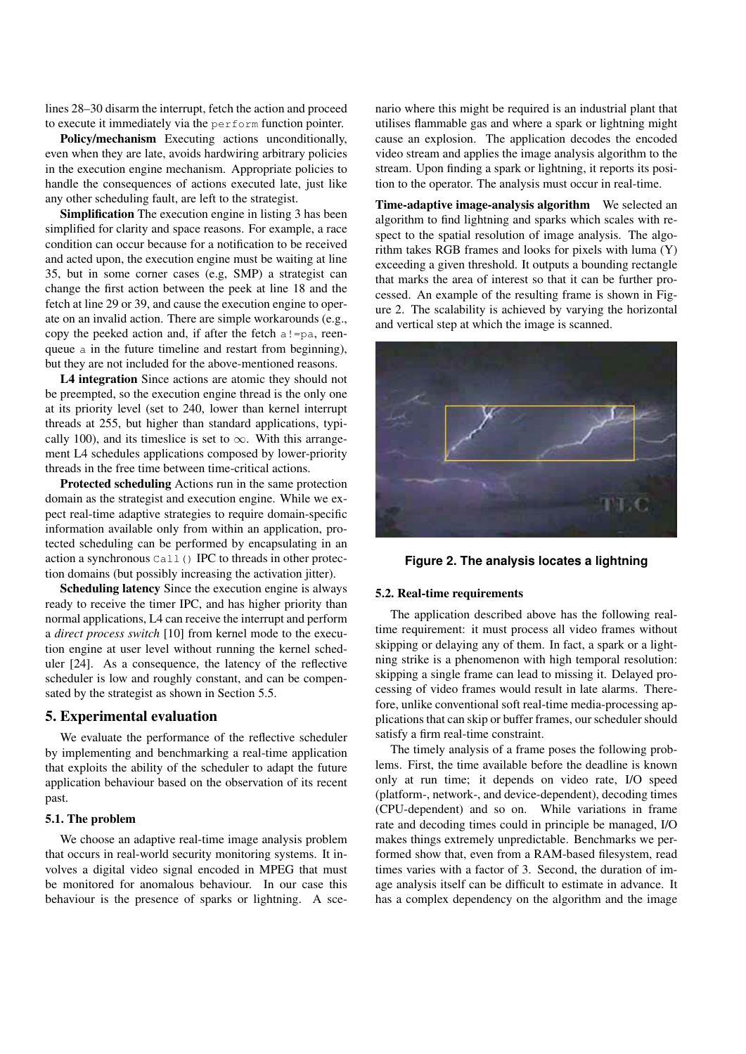lines 28–30 disarm the interrupt, fetch the action and proceed to execute it immediately via the `perform` function pointer.

**Policy/mechanism** Executing actions unconditionally, even when they are late, avoids hardwiring arbitrary policies in the execution engine mechanism. Appropriate policies to handle the consequences of actions executed late, just like any other scheduling fault, are left to the strategist.

**Simplification** The execution engine in listing 3 has been simplified for clarity and space reasons. For example, a race condition can occur because for a notification to be received and acted upon, the execution engine must be waiting at line 35, but in some corner cases (e.g, SMP) a strategist can change the first action between the peek at line 18 and the fetch at line 29 or 39, and cause the execution engine to operate on an invalid action. There are simple workarounds (e.g., copy the peeked action and, if after the fetch `a!=pa`, reenqueue `a` in the future timeline and restart from beginning), but they are not included for the above-mentioned reasons.

**L4 integration** Since actions are atomic they should not be preempted, so the execution engine thread is the only one at its priority level (set to 240, lower than kernel interrupt threads at 255, but higher than standard applications, typically 100), and its timeslice is set to $\infty$. With this arrangement L4 schedules applications composed by lower-priority threads in the free time between time-critical actions.

**Protected scheduling** Actions run in the same protection domain as the strategist and execution engine. While we expect real-time adaptive strategies to require domain-specific information available only from within an application, protected scheduling can be performed by encapsulating in an action a synchronous `Call()` IPC to threads in other protection domains (but possibly increasing the activation jitter).

**Scheduling latency** Since the execution engine is always ready to receive the timer IPC, and has higher priority than normal applications, L4 can receive the interrupt and perform a *direct process switch* [10] from kernel mode to the execution engine at user level without running the kernel scheduler [24]. As a consequence, the latency of the reflective scheduler is low and roughly constant, and can be compensated by the strategist as shown in Section 5.5.

## 5. Experimental evaluation

We evaluate the performance of the reflective scheduler by implementing and benchmarking a real-time application that exploits the ability of the scheduler to adapt the future application behaviour based on the observation of its recent past.

### 5.1. The problem

We choose an adaptive real-time image analysis problem that occurs in real-world security monitoring systems. It involves a digital video signal encoded in MPEG that must be monitored for anomalous behaviour. In our case this behaviour is the presence of sparks or lightning. A scenario where this might be required is an industrial plant that utilises flammable gas and where a spark or lightning might cause an explosion. The application decodes the encoded video stream and applies the image analysis algorithm to the stream. Upon finding a spark or lightning, it reports its position to the operator. The analysis must occur in real-time.

**Time-adaptive image-analysis algorithm** We selected an algorithm to find lightning and sparks which scales with respect to the spatial resolution of image analysis. The algorithm takes RGB frames and looks for pixels with luma (Y) exceeding a given threshold. It outputs a bounding rectangle that marks the area of interest so that it can be further processed. An example of the resulting frame is shown in Figure 2. The scalability is achieved by varying the horizontal and vertical step at which the image is scanned.

**Figure 2. The analysis locates a lightning**

### 5.2. Real-time requirements

The application described above has the following real-time requirement: it must process all video frames without skipping or delaying any of them. In fact, a spark or a lightning strike is a phenomenon with high temporal resolution: skipping a single frame can lead to missing it. Delayed processing of video frames would result in late alarms. Therefore, unlike conventional soft real-time media-processing applications that can skip or buffer frames, our scheduler should satisfy a firm real-time constraint.

The timely analysis of a frame poses the following problems. First, the time available before the deadline is known only at run time; it depends on video rate, I/O speed (platform-, network-, and device-dependent), decoding times (CPU-dependent) and so on. While variations in frame rate and decoding times could in principle be managed, I/O makes things extremely unpredictable. Benchmarks we performed show that, even from a RAM-based filesystem, read times varies with a factor of 3. Second, the duration of image analysis itself can be difficult to estimate in advance. It has a complex dependency on the algorithm and the image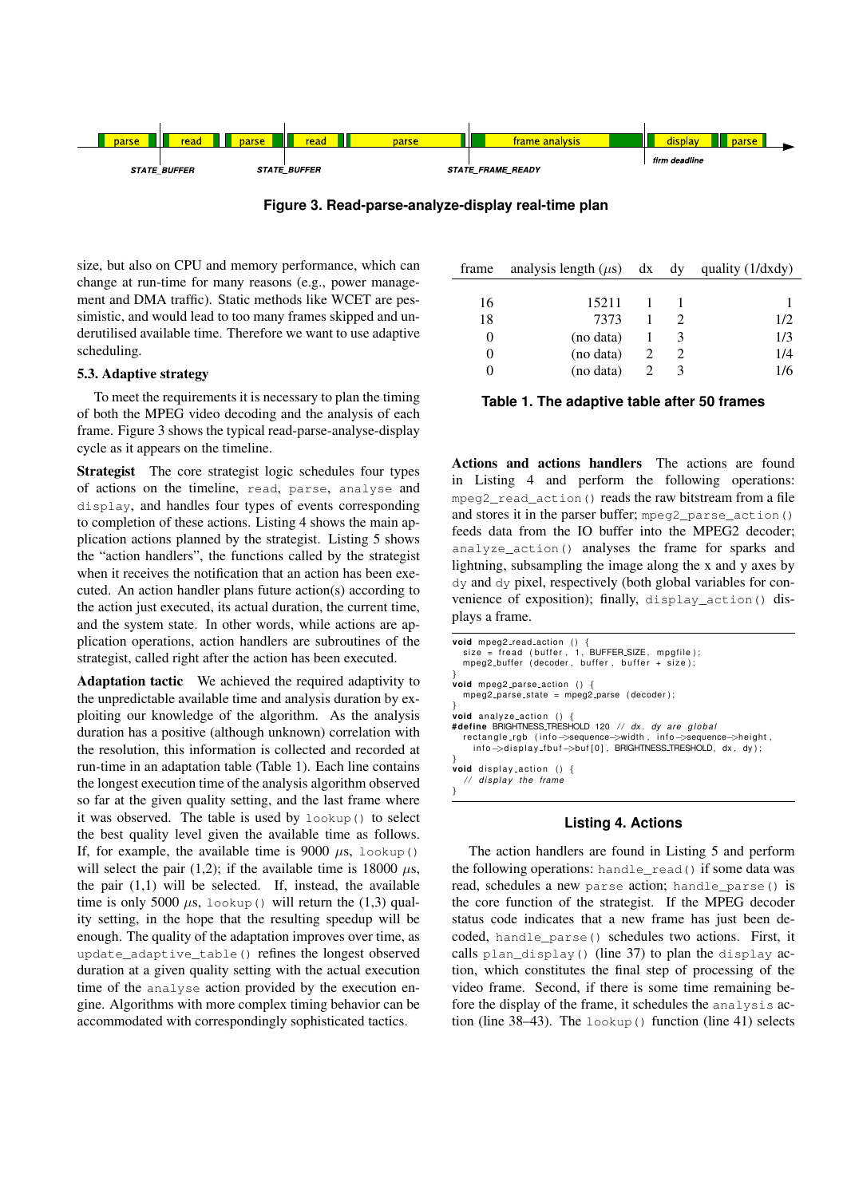parse | read | parse | read | parse | frame analysis | display | parse

STATE_BUFFER　STATE_BUFFER　STATE_FRAME_READY　firm deadline

**Figure 3. Read-parse-analyze-display real-time plan**

size, but also on CPU and memory performance, which can change at run-time for many reasons (e.g., power management and DMA traffic). Static methods like WCET are pessimistic, and would lead to too many frames skipped and underutilised available time. Therefore we want to use adaptive scheduling.

### 5.3. Adaptive strategy

To meet the requirements it is necessary to plan the timing of both the MPEG video decoding and the analysis of each frame. Figure 3 shows the typical read-parse-analyse-display cycle as it appears on the timeline.

**Strategist** The core strategist logic schedules four types of actions on the timeline, `read`, `parse`, `analyse` and `display`, and handles four types of events corresponding to completion of these actions. Listing 4 shows the main application actions planned by the strategist. Listing 5 shows the "action handlers", the functions called by the strategist when it receives the notification that an action has been executed. An action handler plans future action(s) according to the action just executed, its actual duration, the current time, and the system state. In other words, while actions are application operations, action handlers are subroutines of the strategist, called right after the action has been ecexuted.

**Adaptation tactic** We achieved the required adaptivity to the unpredictable available time and analysis duration by exploiting our knowledge of the algorithm. As the analysis duration has a positive (although unknown) correlation with the resolution, this information is collected and recorded at run-time in an adaptation table (Table 1). Each line contains the longest execution time of the analysis algorithm observed so far at the given quality setting, and the last frame where it was observed. The table is used by `lookup()` to select the best quality level given the available time as follows. If, for example, the available time is 9000 $\mu$s, `lookup()` will select the pair (1,2); if the available time is 18000 $\mu$s, the pair (1,1) will be selected. If, instead, the available time is only 5000 $\mu$s, `lookup()` will return the (1,3) quality setting, in the hope that the resulting speedup will be enough. The quality of the adaptation improves over time, as `update_adaptive_table()` refines the longest observed duration at a given quality setting with the actual execution time of the `analyse` action provided by the execution engine. Algorithms with more complex timing behavior can be accommodated with correspondingly sophisticated tactics.

| frame | analysis length ($\mu$s) | dx | dy | quality (1/dxdy) |
|---|---|---|---|---|
| 16 | 15211 | 1 | 1 | 1 |
| 18 | 7373 | 1 | 2 | 1/2 |
| 0 | (no data) | 1 | 3 | 1/3 |
| 0 | (no data) | 2 | 2 | 1/4 |
| 0 | (no data) | 2 | 3 | 1/6 |

**Table 1. The adaptive table after 50 frames**

**Actions and actions handlers** The actions are found in Listing 4 and perform the following operations: `mpeg2_read_action()` reads the raw bitstream from a file and stores it in the parser buffer; `mpeg2_parse_action()` feeds data from the IO buffer into the MPEG2 decoder; `analyze_action()` analyses the frame for sparks and lightning, subsampling the image along the x and y axes by `dy` and `dy` pixel, respectively (both global variables for convenience of exposition); finally, `display_action()` displays a frame.

```
void mpeg2_read_action () {
  size = fread (buffer, 1, BUFFER_SIZE, mpgfile);
  mpeg2_buffer (decoder, buffer, buffer + size);
}
void mpeg2_parse_action () {
  mpeg2_parse_state = mpeg2_parse (decoder);
}
void analyze_action () {
#define BRIGHTNESS_TRESHOLD 120 // dx. dy are global
  rectangle_rgb (info->sequence->width, info->sequence->height,
    info->display_fbuf->buf[0], BRIGHTNESS_TRESHOLD, dx, dy);
}
void display_action () {
  // display the frame
}
```

**Listing 4. Actions**

The action handlers are found in Listing 5 and perform the following operations: `handle_read()` if some data was read, schedules a new `parse` action; `handle_parse()` is the core function of the strategist. If the MPEG decoder status code indicates that a new frame has just been decoded, `handle_parse()` schedules two actions. First, it calls `plan_display()` (line 37) to plan the `display` action, which constitutes the final step of processing of the video frame. Second, if there is some time remaining before the display of the frame, it schedules the `analysis` action (line 38–43). The `lookup()` function (line 41) selects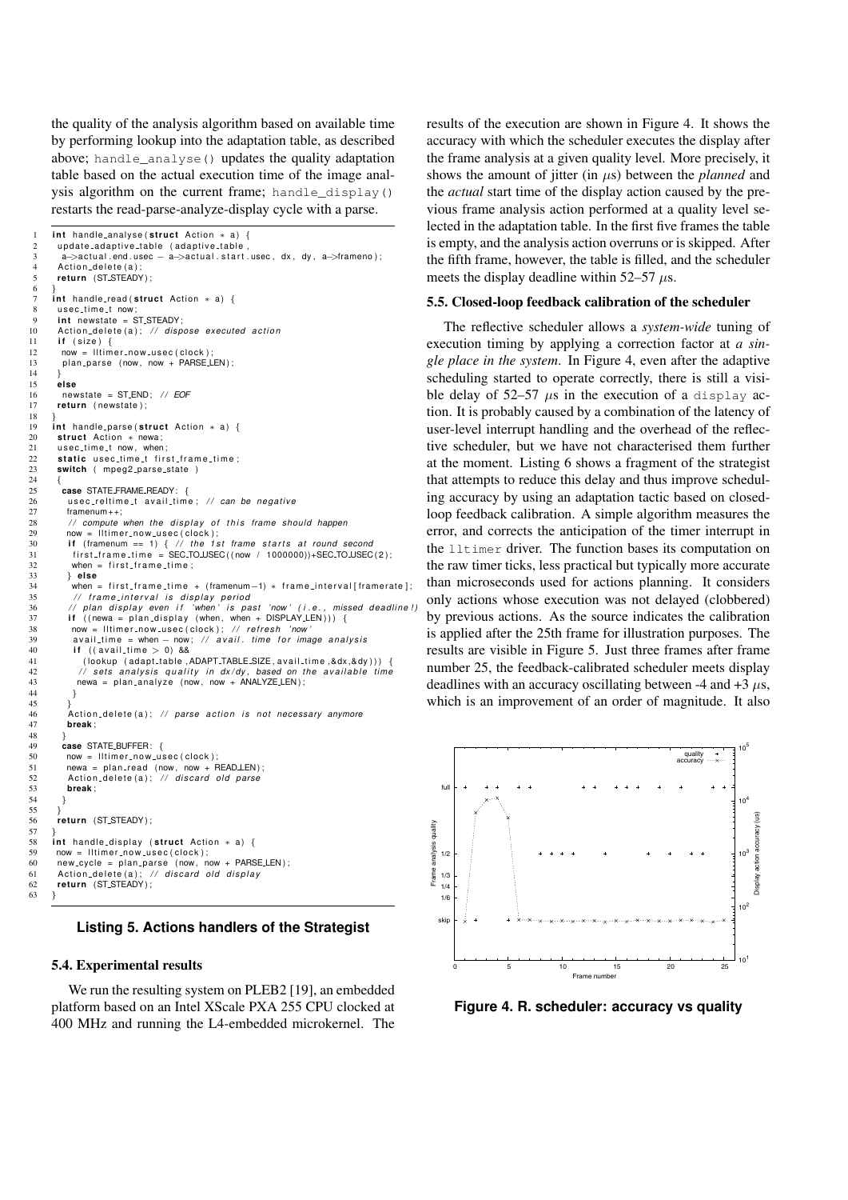the quality of the analysis algorithm based on available time by performing lookup into the adaptation table, as described above; `handle_analyse()` updates the quality adaptation table based on the actual execution time of the image analysis algorithm on the current frame; `handle_display()` restarts the read-parse-analyze-display cycle with a parse.

```
1  int handle_analyse(struct Action * a) {
2   update_adaptive_table (adaptive_table,
3    a->actual.end.usec - a->actual.start.usec, dx, dy, a->frameno);
4   Action_delete(a);
5   return (ST_STEADY);
6  }
7  int handle_read(struct Action * a) {
8   usec_time_t now;
9   int newstate = ST_STEADY;
10  Action_delete(a); // dispose executed action
11  if (size) {
12   now = lltimer_now_usec(clock);
13   plan_parse (now, now + PARSE_LEN);
14  }
15  else
16   newstate = ST_END; // EOF
17  return (newstate);
18 }
19 int handle_parse(struct Action * a) {
20  struct Action * newa;
21  usec_time_t now, when;
22  static usec_time_t first_frame_time;
23  switch ( mpeg2_parse_state )
24  {
25   case STATE_FRAME_READY: {
26    usec_reltime_t avail_time; // can be negative
27    framenum++;
28    // compute when the display of this frame should happen
29    now = lltimer_now_usec(clock);
30    if (framenum == 1) { // the 1st frame starts at round second
31     first_frame_time = SEC_TO_USEC((now / 1000000))+SEC_TO_USEC(2);
32     when = first_frame_time;
33    } else
34     when = first_frame_time + (framenum-1) * frame_interval[framerate];
35     // frame_interval is display period
36    // plan display even if 'when' is past 'now' (i.e., missed deadline!)
37    if ((newa = plan_display (when, when + DISPLAY_LEN))) {
38     now = lltimer_now_usec(clock); // refresh 'now'
39     avail_time = when - now; // avail. time for image analysis
40     if ((avail_time > 0) &&
41       (lookup (adapt_table,ADAPT_TABLE_SIZE,avail_time,&dx,&dy))) {
42      // sets analysis quality in dx/dy, based on the available time
43      newa = plan_analyze (now, now + ANALYZE_LEN);
44     }
45    }
46    Action_delete(a); // parse action is not necessary anymore
47    break;
48   }
49   case STATE_BUFFER: {
50    now = lltimer_now_usec(clock);
51    newa = plan_read (now, now + READ_LEN);
52    Action_delete(a); // discard old parse
53    break;
54   }
55  }
56  return (ST_STEADY);
57 }
58 int handle_display (struct Action * a) {
59  now = lltimer_now_usec(clock);
60  new_cycle = plan_parse (now, now + PARSE_LEN);
61  Action_delete(a); // discard old display
62  return (ST_STEADY);
63 }
```

**Listing 5. Actions handlers of the Strategist**

### 5.4. Experimental results

We run the resulting system on PLEB2 [19], an embedded platform based on an Intel XScale PXA 255 CPU clocked at 400 MHz and running the L4-embedded microkernel. The results of the execution are shown in Figure 4. It shows the accuracy with which the scheduler executes the display after the frame analysis at a given quality level. More precisely, it shows the amount of jitter (in $\mu$s) between the *planned* and the *actual* start time of the display action caused by the previous frame analysis action performed at a quality level selected in the adaptation table. In the first five frames the table is empty, and the analysis action overruns or is skipped. After the fifth frame, however, the table is filled, and the scheduler meets the display deadline within 52–57 $\mu$s.

### 5.5. Closed-loop feedback calibration of the scheduler

The reflective scheduler allows a *system-wide* tuning of execution timing by applying a correction factor at *a single place in the system*. In Figure 4, even after the adaptive scheduling started to operate correctly, there is still a visible delay of 52–57 $\mu$s in the execution of a `display` action. It is probably caused by a combination of the latency of user-level interrupt handling and the overhead of the reflective scheduler, but we have not characterised them further at the moment. Listing 6 shows a fragment of the strategist that attempts to reduce this delay and thus improve scheduling accuracy by using an adaptation tactic based on closed-loop feedback calibration. A simple algorithm measures the error, and corrects the anticipation of the timer interrupt in the `lltimer` driver. The function bases its computation on the raw timer ticks, less practical but typically more accurate than microseconds used for actions planning. It considers only actions whose execution was not delayed (clobbered) by previous actions. As the source indicates the calibration is applied after the 25th frame for illustration purposes. The results are visible in Figure 5. Just three frames after frame number 25, the feedback-calibrated scheduler meets display deadlines with an accuracy oscillating between -4 and +3 $\mu$s, which is an improvement of an order of magnitude. It also

**Figure 4. R. scheduler: accuracy vs quality**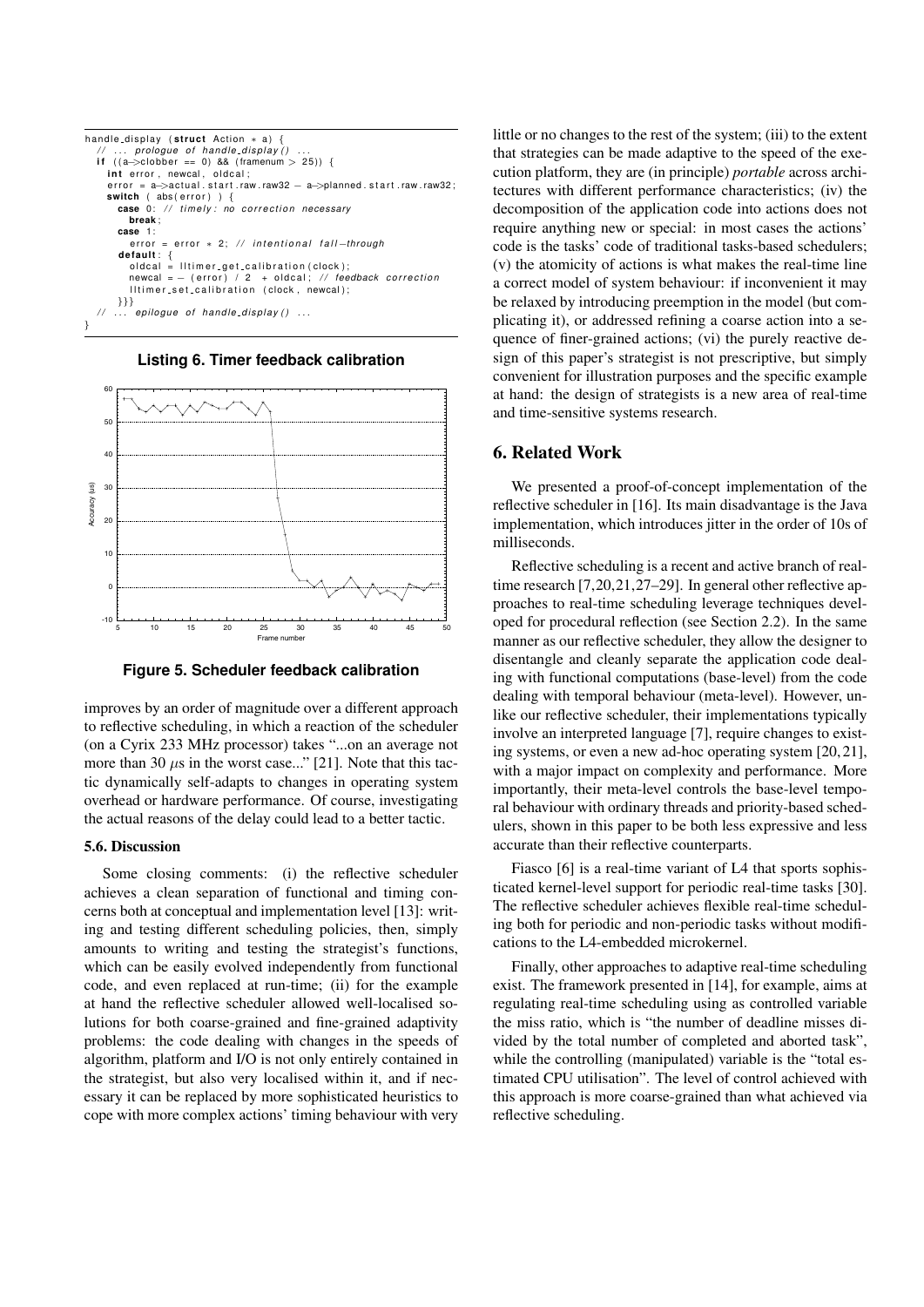```
handle_display (struct Action * a) {
  // ... prologue of handle_display() ...
  if ((a->clobber == 0) && (framenum > 25)) {
    int error, newcal, oldcal;
    error = a->actual.start.raw.raw32 - a->planned.start.raw.raw32;
    switch ( abs(error) ) {
      case 0: // timely: no correction necessary
        break;
      case 1:
        error = error * 2; // intentional fall-through
      default: {
        oldcal = lltimer_get_calibration(clock);
        newcal = -(error) / 2 + oldcal; // feedback correction
        lltimer_set_calibration (clock, newcal);
      }}}
  // ... epilogue of handle_display() ...
}
```

**Listing 6. Timer feedback calibration**

**Figure 5. Scheduler feedback calibration**

improves by an order of magnitude over a different approach to reflective scheduling, in which a reaction of the scheduler (on a Cyrix 233 MHz processor) takes "...on an average not more than 30 $\mu$s in the worst case..." [21]. Note that this tactic dynamically self-adapts to changes in operating system overhead or hardware performance. Of course, investigating the actual reasons of the delay could lead to a better tactic.

### 5.6. Discussion

Some closing comments: (i) the reflective scheduler achieves a clean separation of functional and timing concerns both at conceptual and implementation level [13]: writing and testing different scheduling policies, then, simply amounts to writing and testing the strategist's functions, which can be easily evolved independently from functional code, and even replaced at run-time; (ii) for the example at hand the reflective scheduler allowed well-localised solutions for both coarse-grained and fine-grained adaptivity problems: the code dealing with changes in the speeds of algorithm, platform and I/O is not only entirely contained in the strategist, but also very localised within it, and if necessary it can be replaced by more sophisticated heuristics to cope with more complex actions' timing behaviour with very little or no changes to the rest of the system; (iii) to the extent that strategies can be made adaptive to the speed of the execution platform, they are (in principle) *portable* across architectures with different performance characteristics; (iv) the decomposition of the application code into actions does not require anything new or special: in most cases the actions' code is the tasks' code of traditional tasks-based schedulers; (v) the atomicity of actions is what makes the real-time line a correct model of system behaviour: if inconvenient it may be relaxed by introducing preemption in the model (but complicating it), or addressed refining a coarse action into a sequence of finer-grained actions; (vi) the purely reactive design of this paper's strategist is not prescriptive, but simply convenient for illustration purposes and the specific example at hand: the design of strategists is a new area of real-time and time-sensitive systems research.

## 6. Related Work

We presented a proof-of-concept implementation of the reflective scheduler in [16]. Its main disadvantage is the Java implementation, which introduces jitter in the order of 10s of milliseconds.

Reflective scheduling is a recent and active branch of real-time research [7,20,21,27–29]. In general other reflective approaches to real-time scheduling leverage techniques developed for procedural reflection (see Section 2.2). In the same manner as our reflective scheduler, they allow the designer to disentangle and cleanly separate the application code dealing with functional computations (base-level) from the code dealing with temporal behaviour (meta-level). However, unlike our reflective scheduler, their implementations typically involve an interpreted language [7], require changes to existing systems, or even a new ad-hoc operating system [20,21], with a major impact on complexity and performance. More importantly, their meta-level controls the base-level temporal behaviour with ordinary threads and priority-based schedulers, shown in this paper to be both less expressive and less accurate than their reflective counterparts.

Fiasco [6] is a real-time variant of L4 that sports sophisticated kernel-level support for periodic real-time tasks [30]. The reflective scheduler achieves flexible real-time scheduling both for periodic and non-periodic tasks without modifications to the L4-embedded microkernel.

Finally, other approaches to adaptive real-time scheduling exist. The framework presented in [14], for example, aims at regulating real-time scheduling using as controlled variable the miss ratio, which is "the number of deadline misses divided by the total number of completed and aborted task", while the controlling (manipulated) variable is the "total estimated CPU utilisation". The level of control achieved with this approach is more coarse-grained than what achieved via reflective scheduling.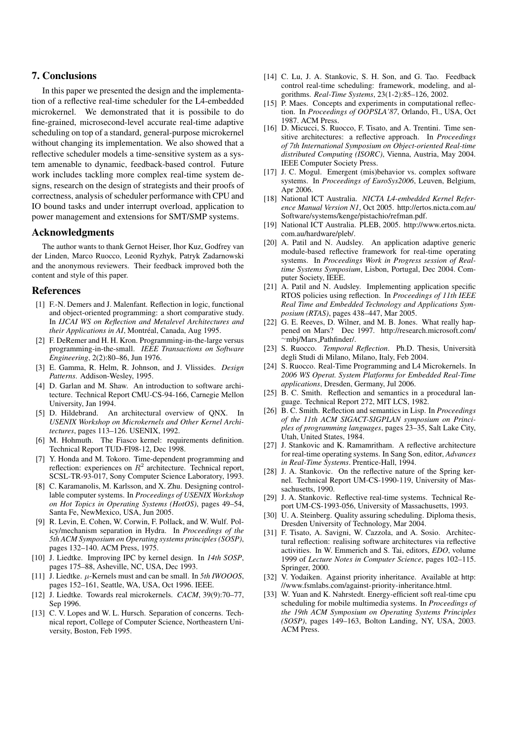## 7. Conclusions

In this paper we presented the design and the implementation of a reflective real-time scheduler for the L4-embedded microkernel. We demonstrated that it is possibile to do fine-grained, microsecond-level accurate real-time adaptive scheduling on top of a standard, general-purpose microkernel without changing its implementation. We also showed that a reflective scheduler models a time-sensitive system as a system amenable to dynamic, feedback-based control. Future work includes tackling more complex real-time system designs, research on the design of strategists and their proofs of correctness, analysis of scheduler performance with CPU and IO bound tasks and under interrupt overload, application to power management and extensions for SMT/SMP systems.

## Acknowledgments

The author wants to thank Gernot Heiser, Ihor Kuz, Godfrey van der Linden, Marco Ruocco, Leonid Ryzhyk, Patryk Zadarnowski and the anonymous reviewers. Their feedback improved both the content and style of this paper.

## References

[1] F.-N. Demers and J. Malenfant. Reflection in logic, functional and object-oriented programming: a short comparative study. In *IJCAI WS on Reflection and Metalevel Architectures and their Applications in AI*, Montréal, Canada, Aug 1995.

[2] F. DeRemer and H. H. Kron. Programming-in-the-large versus programming-in-the-small. *IEEE Transactions on Software Engineering*, 2(2):80–86, Jun 1976.

[3] E. Gamma, R. Helm, R. Johnson, and J. Vlissides. *Design Patterns*. Addison-Wesley, 1995.

[4] D. Garlan and M. Shaw. An introduction to software architecture. Technical Report CMU-CS-94-166, Carnegie Mellon University, Jan 1994.

[5] D. Hildebrand. An architectural overview of QNX. In *USENIX Workshop on Microkernels and Other Kernel Architectures*, pages 113–126. USENIX, 1992.

[6] M. Hohmuth. The Fiasco kernel: requirements definition. Technical Report TUD-FI98-12, Dec 1998.

[7] Y. Honda and M. Tokoro. Time-dependent programming and reflection: experiences on $R^2$ architecture. Technical report, SCSL-TR-93-017, Sony Computer Science Laboratory, 1993.

[8] C. Karamanolis, M. Karlsson, and X. Zhu. Designing controllable computer systems. In *Proceedings of USENIX Workshop on Hot Topics in Operating Systems (HotOS)*, pages 49–54, Santa Fe, NewMexico, USA, Jun 2005.

[9] R. Levin, E. Cohen, W. Corwin, F. Pollack, and W. Wulf. Policy/mechanism separation in Hydra. In *Proceedings of the 5th ACM Symposium on Operating systems principles (SOSP)*, pages 132–140. ACM Press, 1975.

[10] J. Liedtke. Improving IPC by kernel design. In *14th SOSP*, pages 175–88, Asheville, NC, USA, Dec 1993.

[11] J. Liedtke. $\mu$-Kernels must and can be small. In *5th IWOOOS*, pages 152–161, Seattle, WA, USA, Oct 1996. IEEE.

[12] J. Liedtke. Towards real microkernels. *CACM*, 39(9):70–77, Sep 1996.

[13] C. V. Lopes and W. L. Hursch. Separation of concerns. Technical report, College of Computer Science, Northeastern University, Boston, Feb 1995.

[14] C. Lu, J. A. Stankovic, S. H. Son, and G. Tao. Feedback control real-time scheduling: framework, modeling, and algorithms. *Real-Time Systems*, 23(1-2):85–126, 2002.

[15] P. Maes. Concepts and experiments in computational reflection. In *Proceedings of OOPSLA'87*, Orlando, Fl., USA, Oct 1987. ACM Press.

[16] D. Micucci, S. Ruocco, F. Tisato, and A. Trentini. Time sensitive architectures: a reflective approach. In *Proceedings of 7th International Symposium on Object-oriented Real-time distributed Computing (ISORC)*, Vienna, Austria, May 2004. IEEE Computer Society Press.

[17] J. C. Mogul. Emergent (mis)behavior vs. complex software systems. In *Proceedings of EuroSys2006*, Leuven, Belgium, Apr 2006.

[18] National ICT Australia. *NICTA L4-embedded Kernel Reference Manual Version N1*, Oct 2005. http://ertos.nicta.com.au/Software/systems/kenge/pistachio/refman.pdf.

[19] National ICT Australia. PLEB, 2005. http://www.ertos.nicta.com.au/hardware/pleb/.

[20] A. Patil and N. Audsley. An application adaptive generic module-based reflective framework for real-time operating systems. In *Proceedings Work in Progress session of Real-time Systems Symposium*, Lisbon, Portugal, Dec 2004. Computer Society, IEEE.

[21] A. Patil and N. Audsley. Implementing application specific RTOS policies using reflection. In *Proceedings of 11th IEEE Real Time and Embedded Technology and Applications Symposium (RTAS)*, pages 438–447, Mar 2005.

[22] G. E. Reeves, D. Wilner, and M. B. Jones. What really happened on Mars? Dec 1997. http://research.microsoft.com/~mbj/Mars_Pathfinder/.

[23] S. Ruocco. *Temporal Reflection*. Ph.D. Thesis, Università degli Studi di Milano, Milano, Italy, Feb 2004.

[24] S. Ruocco. Real-Time Programming and L4 Microkernels. In *2006 WS Operat. System Platforms for Embedded Real-Time applications*, Dresden, Germany, Jul 2006.

[25] B. C. Smith. Reflection and semantics in a procedural language. Technical Report 272, MIT LCS, 1982.

[26] B. C. Smith. Reflection and semantics in Lisp. In *Proceedings of the 11th ACM SIGACT-SIGPLAN symposium on Principles of programming languages*, pages 23–35, Salt Lake City, Utah, United States, 1984.

[27] J. Stankovic and K. Ramamritham. A reflective architecture for real-time operating systems. In Sang Son, editor, *Advances in Real-Time Systems*. Prentice-Hall, 1994.

[28] J. A. Stankovic. On the reflective nature of the Spring kernel. Technical Report UM-CS-1990-119, University of Massachusetts, 1990.

[29] J. A. Stankovic. Reflective real-time systems. Technical Report UM-CS-1993-056, University of Massachusetts, 1993.

[30] U. A. Steinberg. Quality assuring scheduling. Diploma thesis, Dresden University of Technology, Mar 2004.

[31] F. Tisato, A. Savigni, W. Cazzola, and A. Sosio. Architectural reflection: realising software architectures via reflective activities. In W. Emmerich and S. Tai, editors, *EDO*, volume 1999 of *Lecture Notes in Computer Science*, pages 102–115. Springer, 2000.

[32] V. Yodaiken. Against priority inheritance. Available at http://www.fsmlabs.com/against-priority-inheritance.html.

[33] W. Yuan and K. Nahrstedt. Energy-efficient soft real-time cpu scheduling for mobile multimedia systems. In *Proceedings of the 19th ACM Symposium on Operating Systems Principles (SOSP)*, pages 149–163, Bolton Landing, NY, USA, 2003. ACM Press.